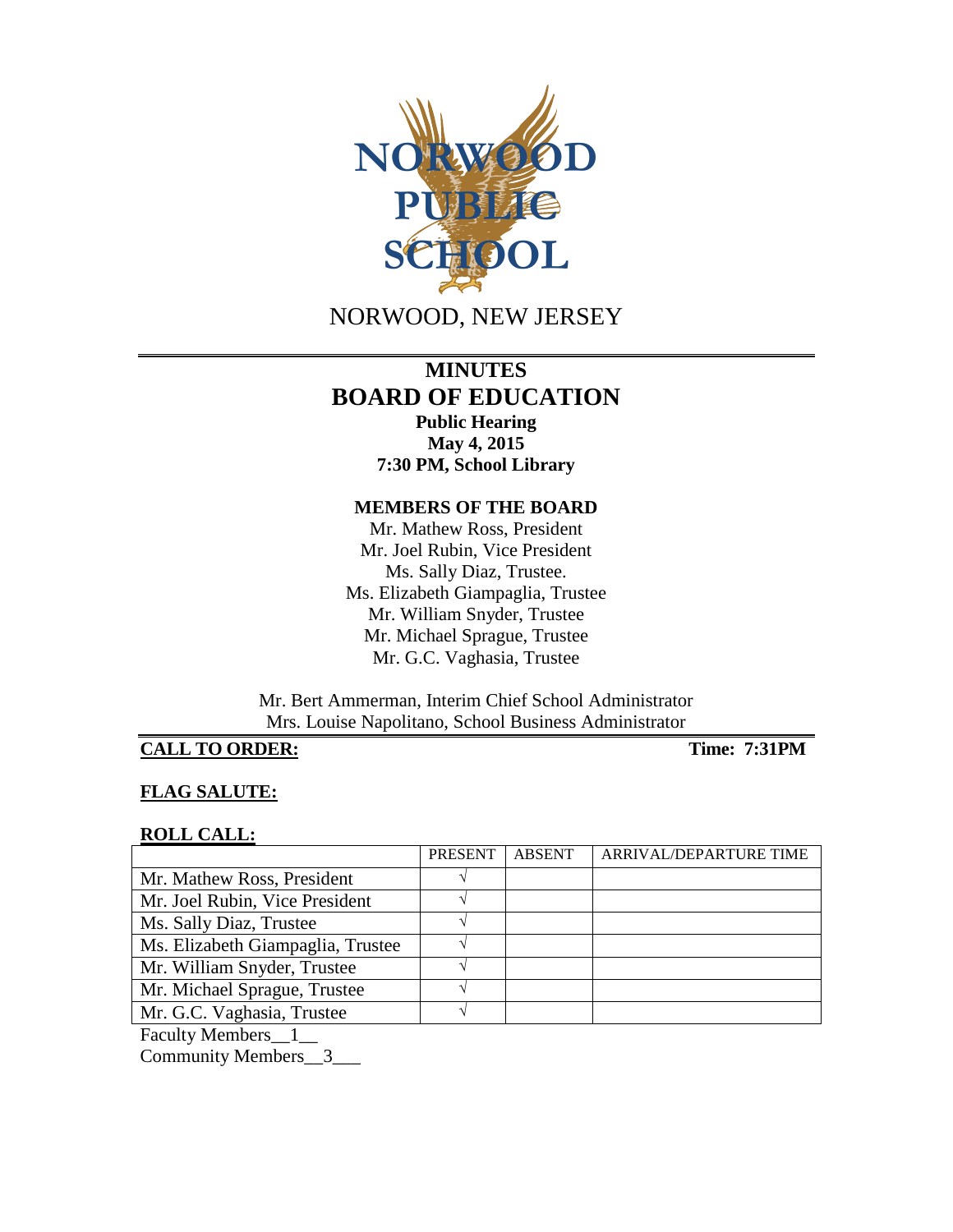NORWOOD PUBLIC SCHOOL

NORWOOD, NEW JERSEY

# MINUTES
# BOARD OF EDUCATION

**Public Hearing**
**May 4, 2015**
**7:30 PM, School Library**

### MEMBERS OF THE BOARD

Mr. Mathew Ross, President
Mr. Joel Rubin, Vice President
Ms. Sally Diaz, Trustee.
Ms. Elizabeth Giampaglia, Trustee
Mr. William Snyder, Trustee
Mr. Michael Sprague, Trustee
Mr. G.C. Vaghasia, Trustee

Mr. Bert Ammerman, Interim Chief School Administrator
Mrs. Louise Napolitano, School Business Administrator

**CALL TO ORDER:** **Time: 7:31PM**

**FLAG SALUTE:**

**ROLL CALL:**

| | PRESENT | ABSENT | ARRIVAL/DEPARTURE TIME |
|---|---|---|---|
| Mr. Mathew Ross, President | √ | | |
| Mr. Joel Rubin, Vice President | √ | | |
| Ms. Sally Diaz, Trustee | √ | | |
| Ms. Elizabeth Giampaglia, Trustee | √ | | |
| Mr. William Snyder, Trustee | √ | | |
| Mr. Michael Sprague, Trustee | √ | | |
| Mr. G.C. Vaghasia, Trustee | √ | | |

Faculty Members__1__
Community Members__3___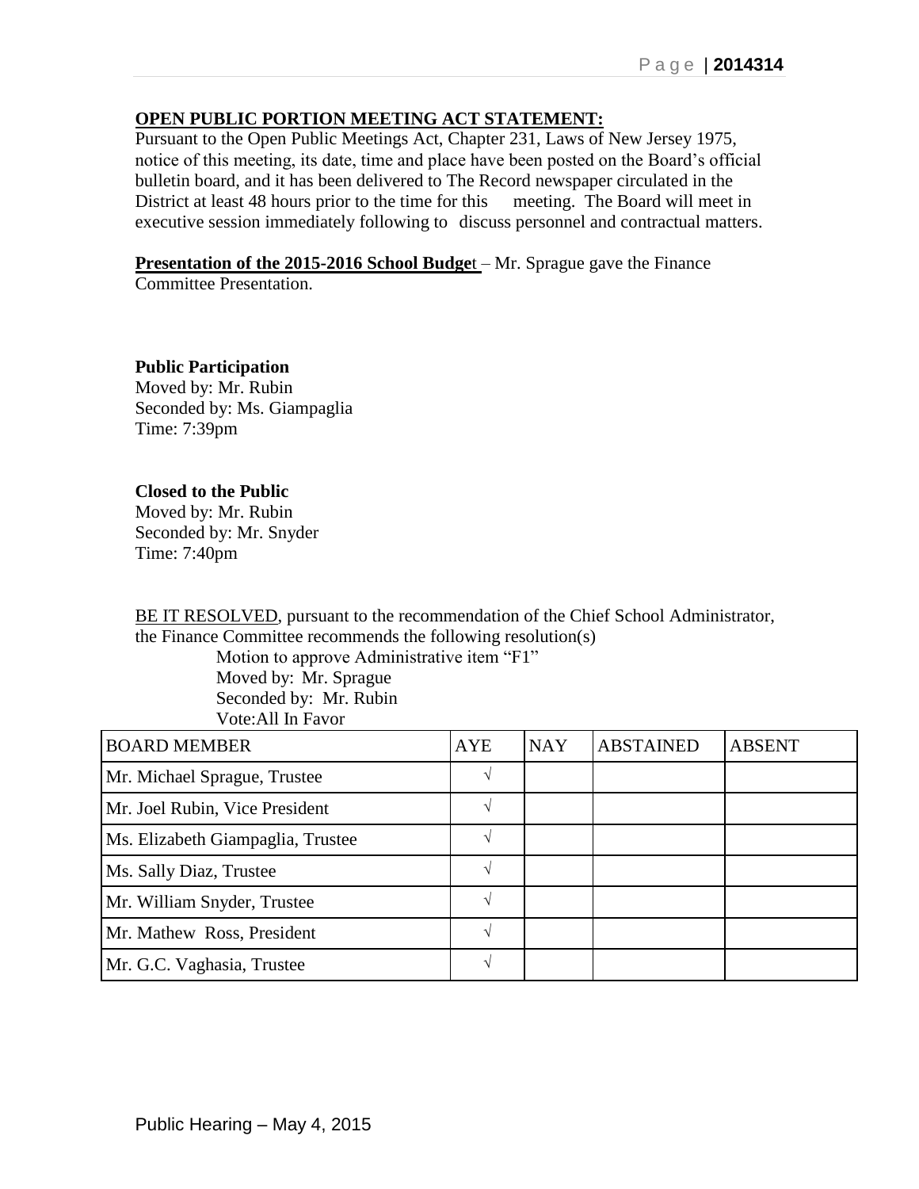**OPEN PUBLIC PORTION MEETING ACT STATEMENT:**

Pursuant to the Open Public Meetings Act, Chapter 231, Laws of New Jersey 1975, notice of this meeting, its date, time and place have been posted on the Board's official bulletin board, and it has been delivered to The Record newspaper circulated in the District at least 48 hours prior to the time for this meeting. The Board will meet in executive session immediately following to discuss personnel and contractual matters.

**Presentation of the 2015-2016 School Budget** – Mr. Sprague gave the Finance Committee Presentation.

**Public Participation**

Moved by: Mr. Rubin
Seconded by: Ms. Giampaglia
Time: 7:39pm

**Closed to the Public**

Moved by: Mr. Rubin
Seconded by: Mr. Snyder
Time: 7:40pm

BE IT RESOLVED, pursuant to the recommendation of the Chief School Administrator, the Finance Committee recommends the following resolution(s)

Motion to approve Administrative item "F1"
Moved by: Mr. Sprague
Seconded by: Mr. Rubin
Vote:All In Favor

| BOARD MEMBER | AYE | NAY | ABSTAINED | ABSENT |
|---|---|---|---|---|
| Mr. Michael Sprague, Trustee | √ | | | |
| Mr. Joel Rubin, Vice President | √ | | | |
| Ms. Elizabeth Giampaglia, Trustee | √ | | | |
| Ms. Sally Diaz, Trustee | √ | | | |
| Mr. William Snyder, Trustee | √ | | | |
| Mr. Mathew Ross, President | √ | | | |
| Mr. G.C. Vaghasia, Trustee | √ | | | |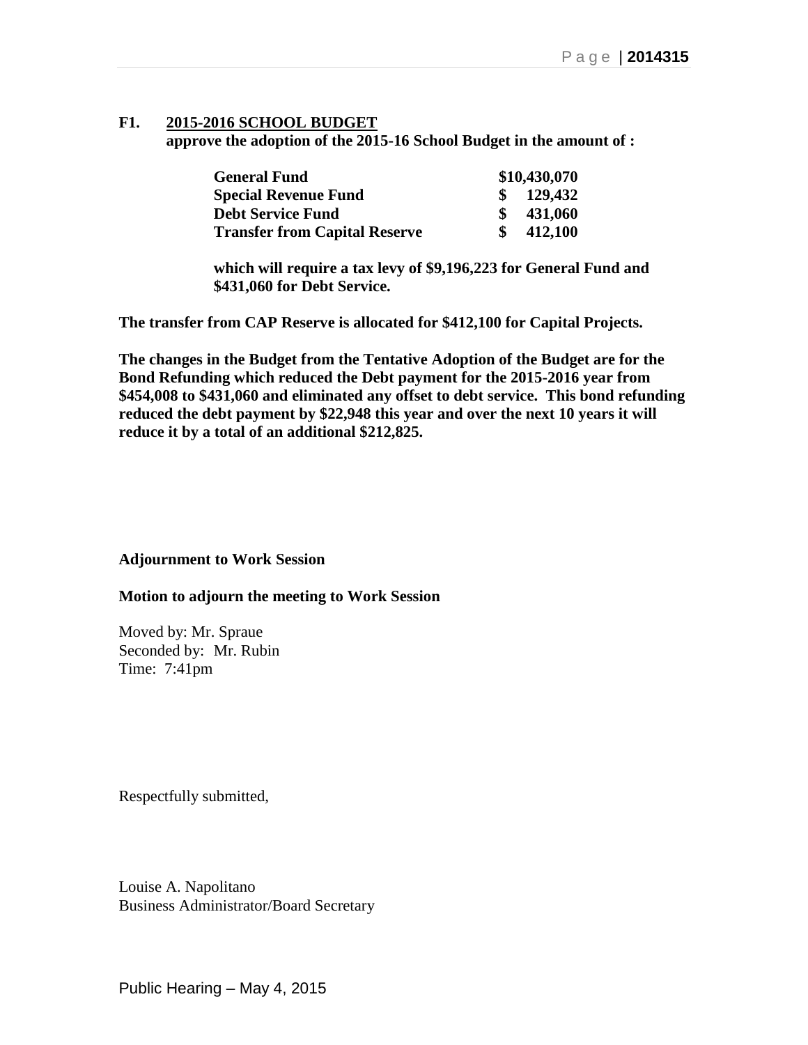**F1. <u>2015-2016 SCHOOL BUDGET</u>**
**approve the adoption of the 2015-16 School Budget in the amount of :**

| | |
|---|---|
| **General Fund** | **$10,430,070** |
| **Special Revenue Fund** | **$ 129,432** |
| **Debt Service Fund** | **$ 431,060** |
| **Transfer from Capital Reserve** | **$ 412,100** |

**which will require a tax levy of $9,196,223 for General Fund and $431,060 for Debt Service.**

**The transfer from CAP Reserve is allocated for $412,100 for Capital Projects.**

**The changes in the Budget from the Tentative Adoption of the Budget are for the Bond Refunding which reduced the Debt payment for the 2015-2016 year from $454,008 to $431,060 and eliminated any offset to debt service. This bond refunding reduced the debt payment by $22,948 this year and over the next 10 years it will reduce it by a total of an additional $212,825.**

**Adjournment to Work Session**

**Motion to adjourn the meeting to Work Session**

Moved by: Mr. Spraue
Seconded by: Mr. Rubin
Time: 7:41pm

Respectfully submitted,

Louise A. Napolitano
Business Administrator/Board Secretary